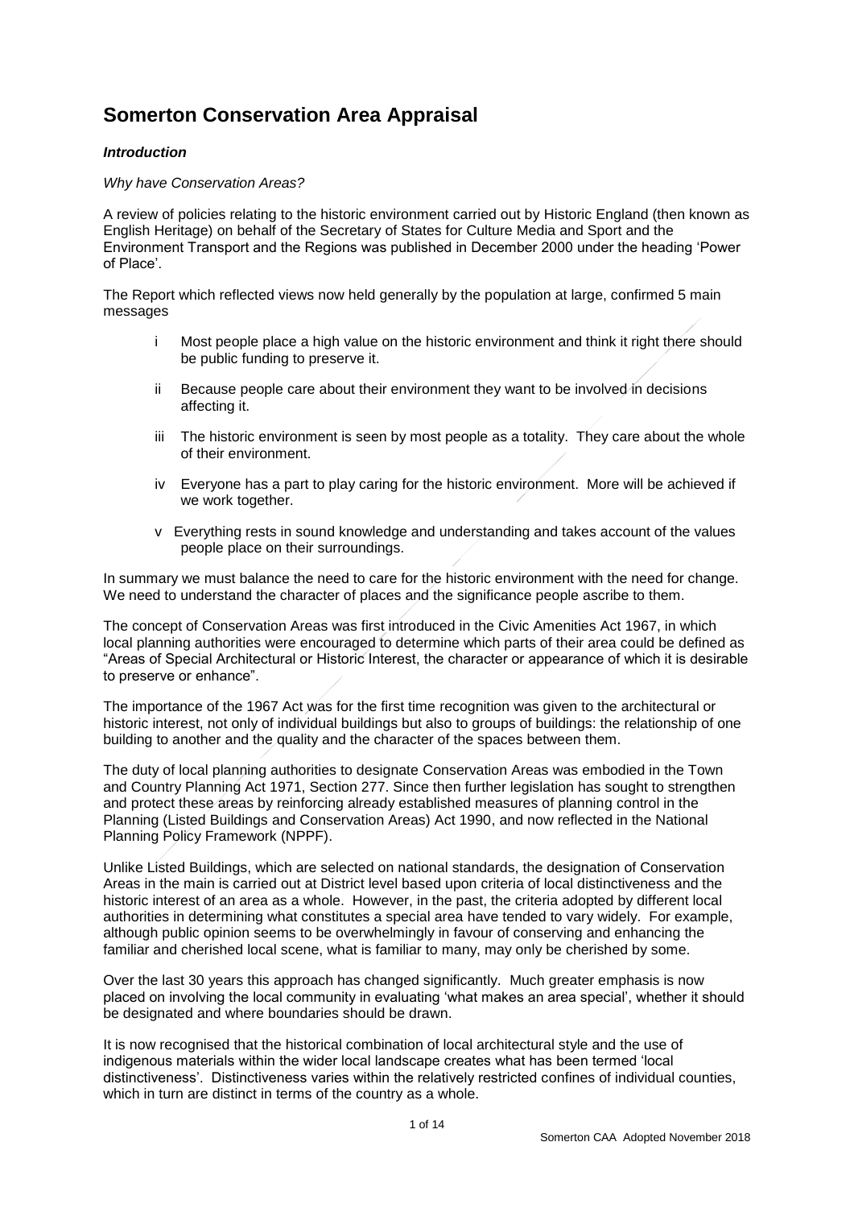# Somerton Conservation Area Appraisal

***Introduction***

*Why have Conservation Areas?*

A review of policies relating to the historic environment carried out by Historic England (then known as English Heritage) on behalf of the Secretary of States for Culture Media and Sport and the Environment Transport and the Regions was published in December 2000 under the heading 'Power of Place'.

The Report which reflected views now held generally by the population at large, confirmed 5 main messages

i Most people place a high value on the historic environment and think it right there should be public funding to preserve it.

ii Because people care about their environment they want to be involved in decisions affecting it.

iii The historic environment is seen by most people as a totality. They care about the whole of their environment.

iv Everyone has a part to play caring for the historic environment. More will be achieved if we work together.

v Everything rests in sound knowledge and understanding and takes account of the values people place on their surroundings.

In summary we must balance the need to care for the historic environment with the need for change. We need to understand the character of places and the significance people ascribe to them.

The concept of Conservation Areas was first introduced in the Civic Amenities Act 1967, in which local planning authorities were encouraged to determine which parts of their area could be defined as "Areas of Special Architectural or Historic Interest, the character or appearance of which it is desirable to preserve or enhance".

The importance of the 1967 Act was for the first time recognition was given to the architectural or historic interest, not only of individual buildings but also to groups of buildings: the relationship of one building to another and the quality and the character of the spaces between them.

The duty of local planning authorities to designate Conservation Areas was embodied in the Town and Country Planning Act 1971, Section 277. Since then further legislation has sought to strengthen and protect these areas by reinforcing already established measures of planning control in the Planning (Listed Buildings and Conservation Areas) Act 1990, and now reflected in the National Planning Policy Framework (NPPF).

Unlike Listed Buildings, which are selected on national standards, the designation of Conservation Areas in the main is carried out at District level based upon criteria of local distinctiveness and the historic interest of an area as a whole. However, in the past, the criteria adopted by different local authorities in determining what constitutes a special area have tended to vary widely. For example, although public opinion seems to be overwhelmingly in favour of conserving and enhancing the familiar and cherished local scene, what is familiar to many, may only be cherished by some.

Over the last 30 years this approach has changed significantly. Much greater emphasis is now placed on involving the local community in evaluating 'what makes an area special', whether it should be designated and where boundaries should be drawn.

It is now recognised that the historical combination of local architectural style and the use of indigenous materials within the wider local landscape creates what has been termed 'local distinctiveness'. Distinctiveness varies within the relatively restricted confines of individual counties, which in turn are distinct in terms of the country as a whole.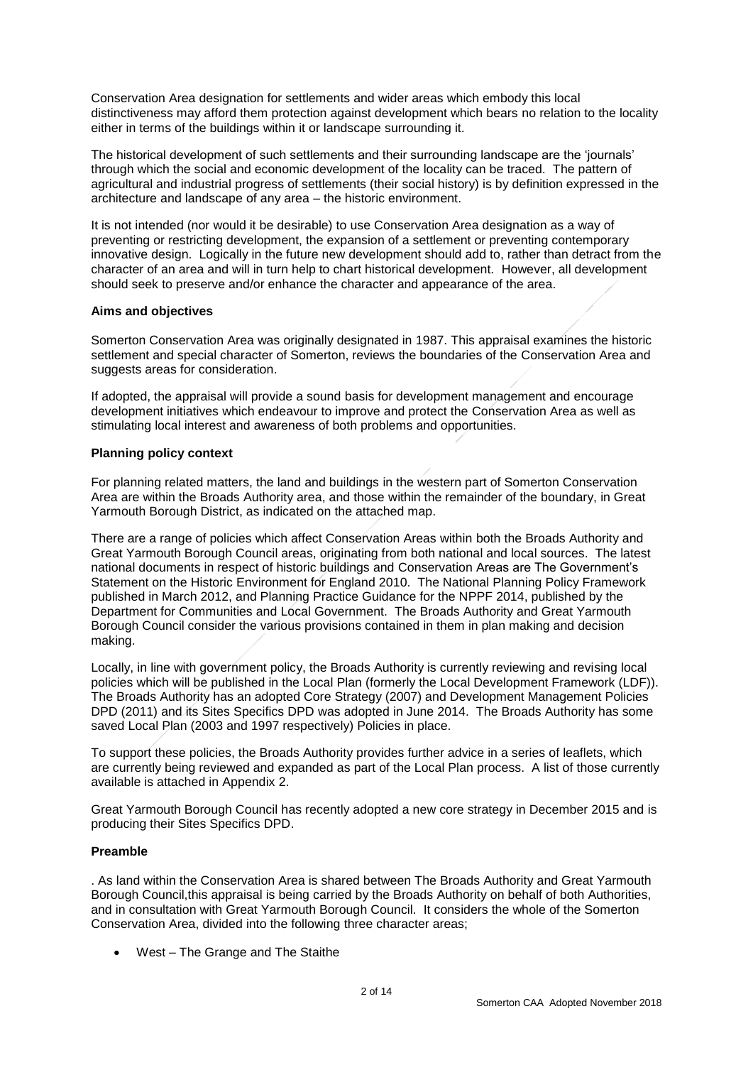Conservation Area designation for settlements and wider areas which embody this local distinctiveness may afford them protection against development which bears no relation to the locality either in terms of the buildings within it or landscape surrounding it.

The historical development of such settlements and their surrounding landscape are the 'journals' through which the social and economic development of the locality can be traced. The pattern of agricultural and industrial progress of settlements (their social history) is by definition expressed in the architecture and landscape of any area – the historic environment.

It is not intended (nor would it be desirable) to use Conservation Area designation as a way of preventing or restricting development, the expansion of a settlement or preventing contemporary innovative design. Logically in the future new development should add to, rather than detract from the character of an area and will in turn help to chart historical development. However, all development should seek to preserve and/or enhance the character and appearance of the area.

**Aims and objectives**

Somerton Conservation Area was originally designated in 1987. This appraisal examines the historic settlement and special character of Somerton, reviews the boundaries of the Conservation Area and suggests areas for consideration.

If adopted, the appraisal will provide a sound basis for development management and encourage development initiatives which endeavour to improve and protect the Conservation Area as well as stimulating local interest and awareness of both problems and opportunities.

**Planning policy context**

For planning related matters, the land and buildings in the western part of Somerton Conservation Area are within the Broads Authority area, and those within the remainder of the boundary, in Great Yarmouth Borough District, as indicated on the attached map.

There are a range of policies which affect Conservation Areas within both the Broads Authority and Great Yarmouth Borough Council areas, originating from both national and local sources. The latest national documents in respect of historic buildings and Conservation Areas are The Government's Statement on the Historic Environment for England 2010. The National Planning Policy Framework published in March 2012, and Planning Practice Guidance for the NPPF 2014, published by the Department for Communities and Local Government. The Broads Authority and Great Yarmouth Borough Council consider the various provisions contained in them in plan making and decision making.

Locally, in line with government policy, the Broads Authority is currently reviewing and revising local policies which will be published in the Local Plan (formerly the Local Development Framework (LDF)). The Broads Authority has an adopted Core Strategy (2007) and Development Management Policies DPD (2011) and its Sites Specifics DPD was adopted in June 2014. The Broads Authority has some saved Local Plan (2003 and 1997 respectively) Policies in place.

To support these policies, the Broads Authority provides further advice in a series of leaflets, which are currently being reviewed and expanded as part of the Local Plan process. A list of those currently available is attached in Appendix 2.

Great Yarmouth Borough Council has recently adopted a new core strategy in December 2015 and is producing their Sites Specifics DPD.

**Preamble**

. As land within the Conservation Area is shared between The Broads Authority and Great Yarmouth Borough Council,this appraisal is being carried by the Broads Authority on behalf of both Authorities, and in consultation with Great Yarmouth Borough Council. It considers the whole of the Somerton Conservation Area, divided into the following three character areas;

- West – The Grange and The Staithe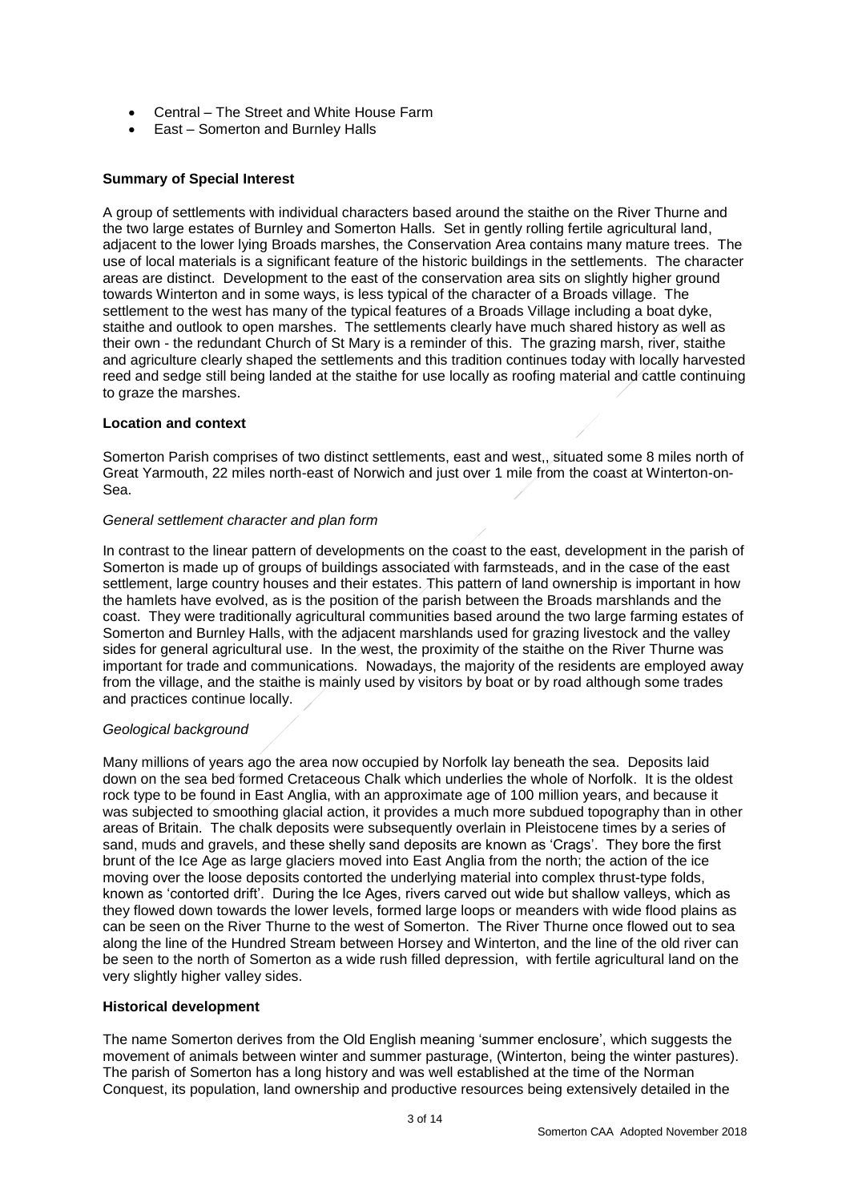- Central – The Street and White House Farm
- East – Somerton and Burnley Halls

**Summary of Special Interest**

A group of settlements with individual characters based around the staithe on the River Thurne and the two large estates of Burnley and Somerton Halls. Set in gently rolling fertile agricultural land, adjacent to the lower lying Broads marshes, the Conservation Area contains many mature trees. The use of local materials is a significant feature of the historic buildings in the settlements. The character areas are distinct. Development to the east of the conservation area sits on slightly higher ground towards Winterton and in some ways, is less typical of the character of a Broads village. The settlement to the west has many of the typical features of a Broads Village including a boat dyke, staithe and outlook to open marshes. The settlements clearly have much shared history as well as their own - the redundant Church of St Mary is a reminder of this. The grazing marsh, river, staithe and agriculture clearly shaped the settlements and this tradition continues today with locally harvested reed and sedge still being landed at the staithe for use locally as roofing material and cattle continuing to graze the marshes.

**Location and context**

Somerton Parish comprises of two distinct settlements, east and west,, situated some 8 miles north of Great Yarmouth, 22 miles north-east of Norwich and just over 1 mile from the coast at Winterton-on-Sea.

*General settlement character and plan form*

In contrast to the linear pattern of developments on the coast to the east, development in the parish of Somerton is made up of groups of buildings associated with farmsteads, and in the case of the east settlement, large country houses and their estates. This pattern of land ownership is important in how the hamlets have evolved, as is the position of the parish between the Broads marshlands and the coast. They were traditionally agricultural communities based around the two large farming estates of Somerton and Burnley Halls, with the adjacent marshlands used for grazing livestock and the valley sides for general agricultural use. In the west, the proximity of the staithe on the River Thurne was important for trade and communications. Nowadays, the majority of the residents are employed away from the village, and the staithe is mainly used by visitors by boat or by road although some trades and practices continue locally.

*Geological background*

Many millions of years ago the area now occupied by Norfolk lay beneath the sea. Deposits laid down on the sea bed formed Cretaceous Chalk which underlies the whole of Norfolk. It is the oldest rock type to be found in East Anglia, with an approximate age of 100 million years, and because it was subjected to smoothing glacial action, it provides a much more subdued topography than in other areas of Britain. The chalk deposits were subsequently overlain in Pleistocene times by a series of sand, muds and gravels, and these shelly sand deposits are known as 'Crags'. They bore the first brunt of the Ice Age as large glaciers moved into East Anglia from the north; the action of the ice moving over the loose deposits contorted the underlying material into complex thrust-type folds, known as 'contorted drift'. During the Ice Ages, rivers carved out wide but shallow valleys, which as they flowed down towards the lower levels, formed large loops or meanders with wide flood plains as can be seen on the River Thurne to the west of Somerton. The River Thurne once flowed out to sea along the line of the Hundred Stream between Horsey and Winterton, and the line of the old river can be seen to the north of Somerton as a wide rush filled depression, with fertile agricultural land on the very slightly higher valley sides.

**Historical development**

The name Somerton derives from the Old English meaning 'summer enclosure', which suggests the movement of animals between winter and summer pasturage, (Winterton, being the winter pastures). The parish of Somerton has a long history and was well established at the time of the Norman Conquest, its population, land ownership and productive resources being extensively detailed in the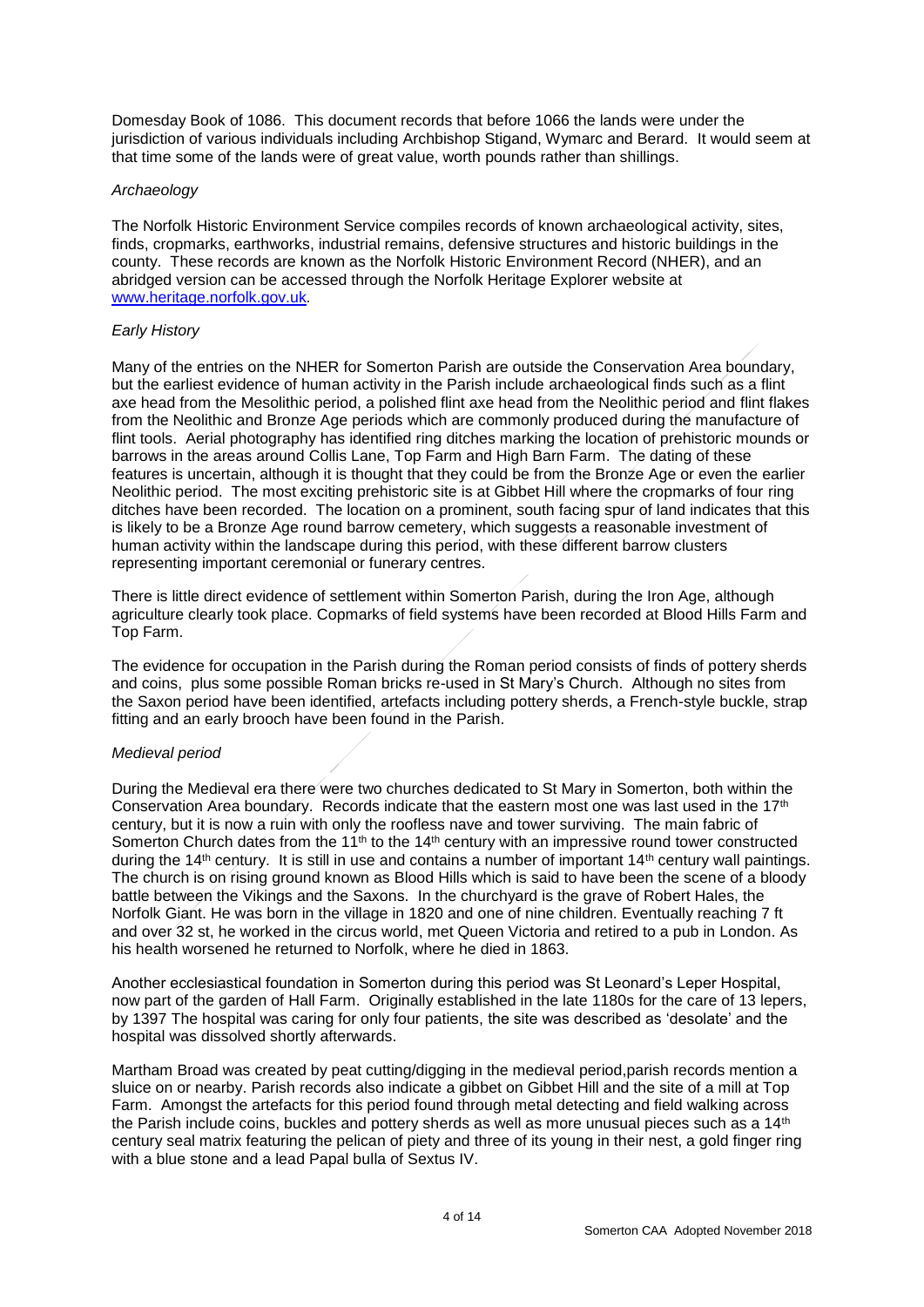Domesday Book of 1086. This document records that before 1066 the lands were under the jurisdiction of various individuals including Archbishop Stigand, Wymarc and Berard. It would seem at that time some of the lands were of great value, worth pounds rather than shillings.

*Archaeology*

The Norfolk Historic Environment Service compiles records of known archaeological activity, sites, finds, cropmarks, earthworks, industrial remains, defensive structures and historic buildings in the county. These records are known as the Norfolk Historic Environment Record (NHER), and an abridged version can be accessed through the Norfolk Heritage Explorer website at www.heritage.norfolk.gov.uk.

*Early History*

Many of the entries on the NHER for Somerton Parish are outside the Conservation Area boundary, but the earliest evidence of human activity in the Parish include archaeological finds such as a flint axe head from the Mesolithic period, a polished flint axe head from the Neolithic period and flint flakes from the Neolithic and Bronze Age periods which are commonly produced during the manufacture of flint tools. Aerial photography has identified ring ditches marking the location of prehistoric mounds or barrows in the areas around Collis Lane, Top Farm and High Barn Farm. The dating of these features is uncertain, although it is thought that they could be from the Bronze Age or even the earlier Neolithic period. The most exciting prehistoric site is at Gibbet Hill where the cropmarks of four ring ditches have been recorded. The location on a prominent, south facing spur of land indicates that this is likely to be a Bronze Age round barrow cemetery, which suggests a reasonable investment of human activity within the landscape during this period, with these different barrow clusters representing important ceremonial or funerary centres.

There is little direct evidence of settlement within Somerton Parish, during the Iron Age, although agriculture clearly took place. Copmarks of field systems have been recorded at Blood Hills Farm and Top Farm.

The evidence for occupation in the Parish during the Roman period consists of finds of pottery sherds and coins, plus some possible Roman bricks re-used in St Mary's Church. Although no sites from the Saxon period have been identified, artefacts including pottery sherds, a French-style buckle, strap fitting and an early brooch have been found in the Parish.

*Medieval period*

During the Medieval era there were two churches dedicated to St Mary in Somerton, both within the Conservation Area boundary. Records indicate that the eastern most one was last used in the 17th century, but it is now a ruin with only the roofless nave and tower surviving. The main fabric of Somerton Church dates from the 11th to the 14th century with an impressive round tower constructed during the 14th century. It is still in use and contains a number of important 14th century wall paintings. The church is on rising ground known as Blood Hills which is said to have been the scene of a bloody battle between the Vikings and the Saxons. In the churchyard is the grave of Robert Hales, the Norfolk Giant. He was born in the village in 1820 and one of nine children. Eventually reaching 7 ft and over 32 st, he worked in the circus world, met Queen Victoria and retired to a pub in London. As his health worsened he returned to Norfolk, where he died in 1863.

Another ecclesiastical foundation in Somerton during this period was St Leonard's Leper Hospital, now part of the garden of Hall Farm. Originally established in the late 1180s for the care of 13 lepers, by 1397 The hospital was caring for only four patients, the site was described as 'desolate' and the hospital was dissolved shortly afterwards.

Martham Broad was created by peat cutting/digging in the medieval period,parish records mention a sluice on or nearby. Parish records also indicate a gibbet on Gibbet Hill and the site of a mill at Top Farm. Amongst the artefacts for this period found through metal detecting and field walking across the Parish include coins, buckles and pottery sherds as well as more unusual pieces such as a 14th century seal matrix featuring the pelican of piety and three of its young in their nest, a gold finger ring with a blue stone and a lead Papal bulla of Sextus IV.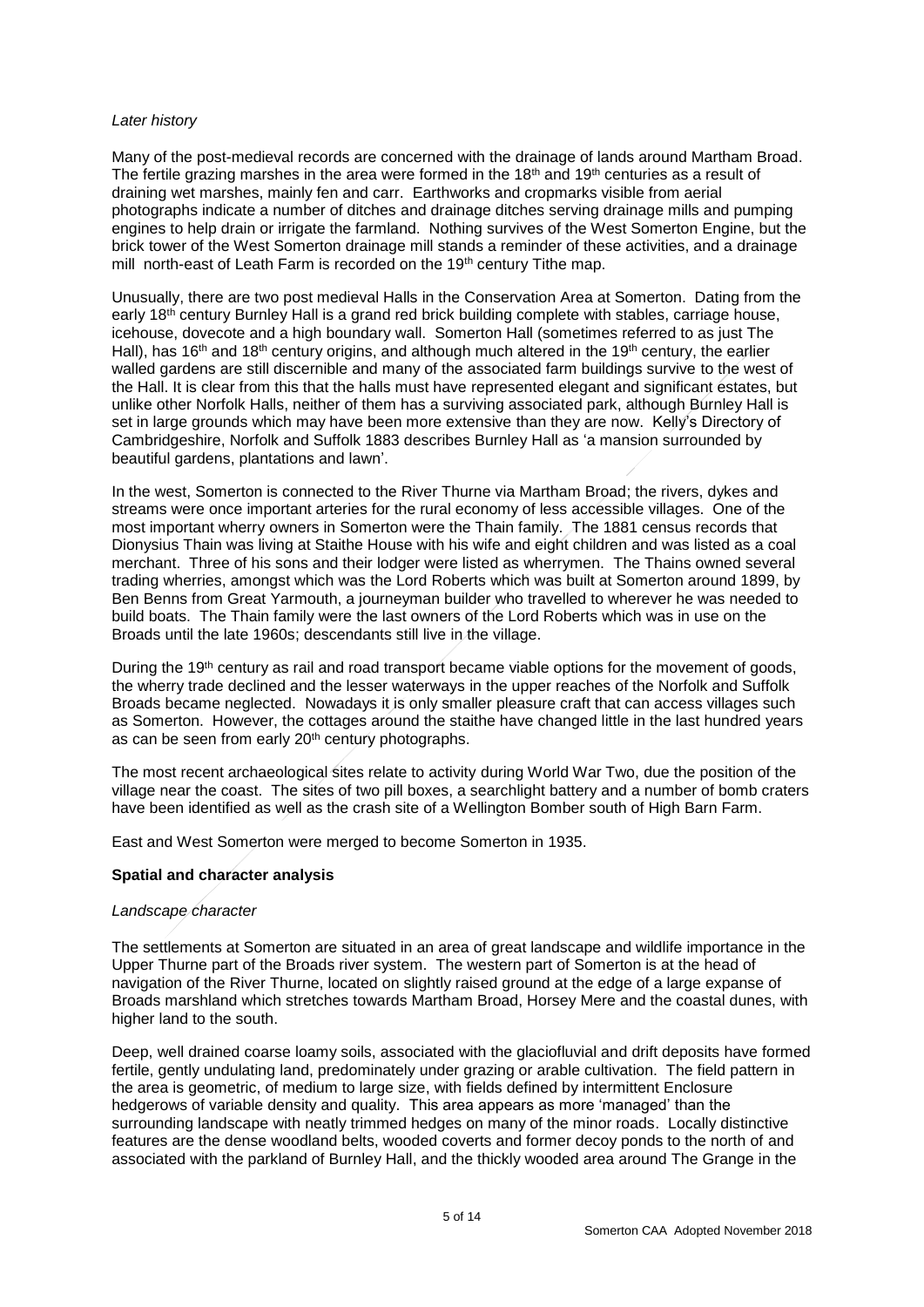*Later history*

Many of the post-medieval records are concerned with the drainage of lands around Martham Broad. The fertile grazing marshes in the area were formed in the 18th and 19th centuries as a result of draining wet marshes, mainly fen and carr. Earthworks and cropmarks visible from aerial photographs indicate a number of ditches and drainage ditches serving drainage mills and pumping engines to help drain or irrigate the farmland. Nothing survives of the West Somerton Engine, but the brick tower of the West Somerton drainage mill stands a reminder of these activities, and a drainage mill north-east of Leath Farm is recorded on the 19th century Tithe map.

Unusually, there are two post medieval Halls in the Conservation Area at Somerton. Dating from the early 18th century Burnley Hall is a grand red brick building complete with stables, carriage house, icehouse, dovecote and a high boundary wall. Somerton Hall (sometimes referred to as just The Hall), has 16th and 18th century origins, and although much altered in the 19th century, the earlier walled gardens are still discernible and many of the associated farm buildings survive to the west of the Hall. It is clear from this that the halls must have represented elegant and significant estates, but unlike other Norfolk Halls, neither of them has a surviving associated park, although Burnley Hall is set in large grounds which may have been more extensive than they are now. Kelly's Directory of Cambridgeshire, Norfolk and Suffolk 1883 describes Burnley Hall as 'a mansion surrounded by beautiful gardens, plantations and lawn'.

In the west, Somerton is connected to the River Thurne via Martham Broad; the rivers, dykes and streams were once important arteries for the rural economy of less accessible villages. One of the most important wherry owners in Somerton were the Thain family. The 1881 census records that Dionysius Thain was living at Staithe House with his wife and eight children and was listed as a coal merchant. Three of his sons and their lodger were listed as wherrymen. The Thains owned several trading wherries, amongst which was the Lord Roberts which was built at Somerton around 1899, by Ben Benns from Great Yarmouth, a journeyman builder who travelled to wherever he was needed to build boats. The Thain family were the last owners of the Lord Roberts which was in use on the Broads until the late 1960s; descendants still live in the village.

During the 19th century as rail and road transport became viable options for the movement of goods, the wherry trade declined and the lesser waterways in the upper reaches of the Norfolk and Suffolk Broads became neglected. Nowadays it is only smaller pleasure craft that can access villages such as Somerton. However, the cottages around the staithe have changed little in the last hundred years as can be seen from early 20th century photographs.

The most recent archaeological sites relate to activity during World War Two, due the position of the village near the coast. The sites of two pill boxes, a searchlight battery and a number of bomb craters have been identified as well as the crash site of a Wellington Bomber south of High Barn Farm.

East and West Somerton were merged to become Somerton in 1935.

## Spatial and character analysis

*Landscape character*

The settlements at Somerton are situated in an area of great landscape and wildlife importance in the Upper Thurne part of the Broads river system. The western part of Somerton is at the head of navigation of the River Thurne, located on slightly raised ground at the edge of a large expanse of Broads marshland which stretches towards Martham Broad, Horsey Mere and the coastal dunes, with higher land to the south.

Deep, well drained coarse loamy soils, associated with the glaciofluvial and drift deposits have formed fertile, gently undulating land, predominately under grazing or arable cultivation. The field pattern in the area is geometric, of medium to large size, with fields defined by intermittent Enclosure hedgerows of variable density and quality. This area appears as more 'managed' than the surrounding landscape with neatly trimmed hedges on many of the minor roads. Locally distinctive features are the dense woodland belts, wooded coverts and former decoy ponds to the north of and associated with the parkland of Burnley Hall, and the thickly wooded area around The Grange in the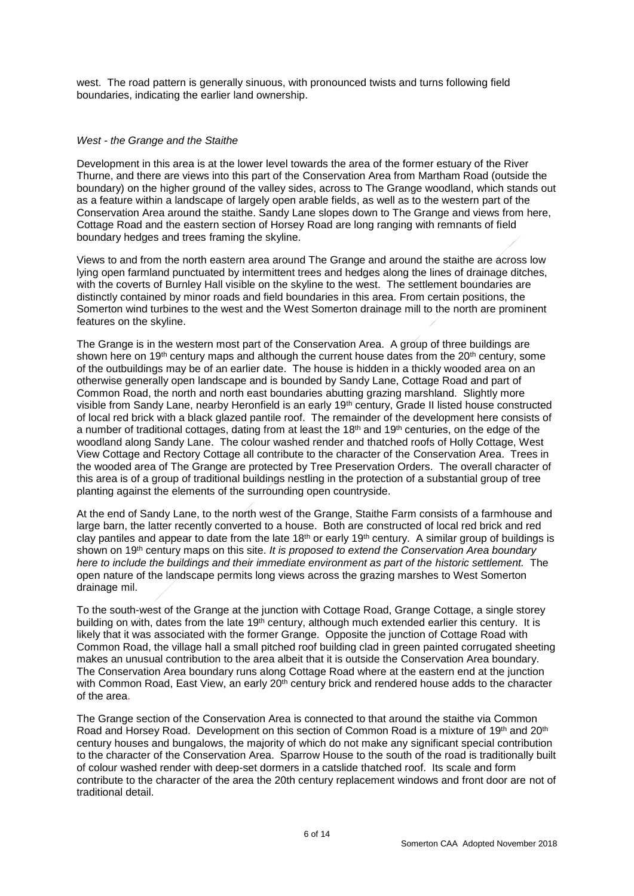west. The road pattern is generally sinuous, with pronounced twists and turns following field boundaries, indicating the earlier land ownership.

*West - the Grange and the Staithe*

Development in this area is at the lower level towards the area of the former estuary of the River Thurne, and there are views into this part of the Conservation Area from Martham Road (outside the boundary) on the higher ground of the valley sides, across to The Grange woodland, which stands out as a feature within a landscape of largely open arable fields, as well as to the western part of the Conservation Area around the staithe. Sandy Lane slopes down to The Grange and views from here, Cottage Road and the eastern section of Horsey Road are long ranging with remnants of field boundary hedges and trees framing the skyline.

Views to and from the north eastern area around The Grange and around the staithe are across low lying open farmland punctuated by intermittent trees and hedges along the lines of drainage ditches, with the coverts of Burnley Hall visible on the skyline to the west. The settlement boundaries are distinctly contained by minor roads and field boundaries in this area. From certain positions, the Somerton wind turbines to the west and the West Somerton drainage mill to the north are prominent features on the skyline.

The Grange is in the western most part of the Conservation Area. A group of three buildings are shown here on 19th century maps and although the current house dates from the 20th century, some of the outbuildings may be of an earlier date. The house is hidden in a thickly wooded area on an otherwise generally open landscape and is bounded by Sandy Lane, Cottage Road and part of Common Road, the north and north east boundaries abutting grazing marshland. Slightly more visible from Sandy Lane, nearby Heronfield is an early 19th century, Grade II listed house constructed of local red brick with a black glazed pantile roof. The remainder of the development here consists of a number of traditional cottages, dating from at least the 18th and 19th centuries, on the edge of the woodland along Sandy Lane. The colour washed render and thatched roofs of Holly Cottage, West View Cottage and Rectory Cottage all contribute to the character of the Conservation Area. Trees in the wooded area of The Grange are protected by Tree Preservation Orders. The overall character of this area is of a group of traditional buildings nestling in the protection of a substantial group of tree planting against the elements of the surrounding open countryside.

At the end of Sandy Lane, to the north west of the Grange, Staithe Farm consists of a farmhouse and large barn, the latter recently converted to a house. Both are constructed of local red brick and red clay pantiles and appear to date from the late 18th or early 19th century. A similar group of buildings is shown on 19th century maps on this site. *It is proposed to extend the Conservation Area boundary here to include the buildings and their immediate environment as part of the historic settlement.* The open nature of the landscape permits long views across the grazing marshes to West Somerton drainage mil.

To the south-west of the Grange at the junction with Cottage Road, Grange Cottage, a single storey building on with, dates from the late 19th century, although much extended earlier this century. It is likely that it was associated with the former Grange. Opposite the junction of Cottage Road with Common Road, the village hall a small pitched roof building clad in green painted corrugated sheeting makes an unusual contribution to the area albeit that it is outside the Conservation Area boundary. The Conservation Area boundary runs along Cottage Road where at the eastern end at the junction with Common Road, East View, an early 20th century brick and rendered house adds to the character of the area.

The Grange section of the Conservation Area is connected to that around the staithe via Common Road and Horsey Road. Development on this section of Common Road is a mixture of 19th and 20th century houses and bungalows, the majority of which do not make any significant special contribution to the character of the Conservation Area. Sparrow House to the south of the road is traditionally built of colour washed render with deep-set dormers in a catslide thatched roof. Its scale and form contribute to the character of the area the 20th century replacement windows and front door are not of traditional detail.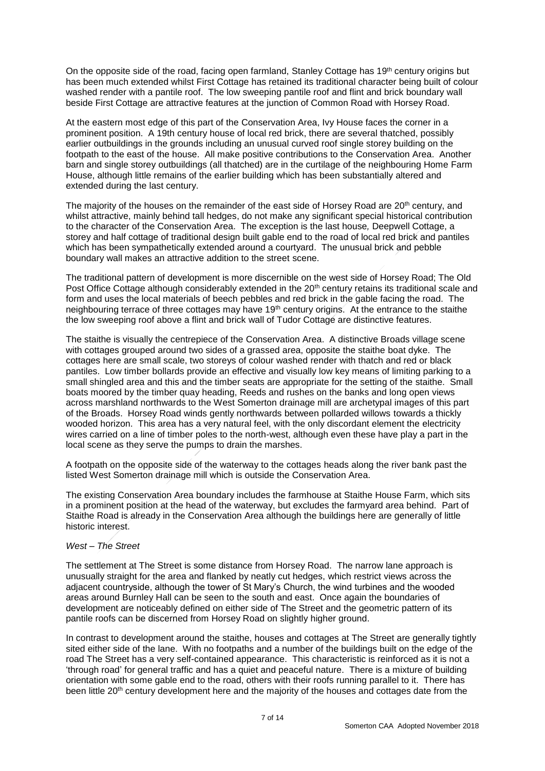On the opposite side of the road, facing open farmland, Stanley Cottage has 19th century origins but has been much extended whilst First Cottage has retained its traditional character being built of colour washed render with a pantile roof. The low sweeping pantile roof and flint and brick boundary wall beside First Cottage are attractive features at the junction of Common Road with Horsey Road.

At the eastern most edge of this part of the Conservation Area, Ivy House faces the corner in a prominent position. A 19th century house of local red brick, there are several thatched, possibly earlier outbuildings in the grounds including an unusual curved roof single storey building on the footpath to the east of the house. All make positive contributions to the Conservation Area. Another barn and single storey outbuildings (all thatched) are in the curtilage of the neighbouring Home Farm House, although little remains of the earlier building which has been substantially altered and extended during the last century.

The majority of the houses on the remainder of the east side of Horsey Road are 20th century, and whilst attractive, mainly behind tall hedges, do not make any significant special historical contribution to the character of the Conservation Area. The exception is the last house, Deepwell Cottage, a storey and half cottage of traditional design built gable end to the road of local red brick and pantiles which has been sympathetically extended around a courtyard. The unusual brick and pebble boundary wall makes an attractive addition to the street scene.

The traditional pattern of development is more discernible on the west side of Horsey Road; The Old Post Office Cottage although considerably extended in the 20th century retains its traditional scale and form and uses the local materials of beech pebbles and red brick in the gable facing the road. The neighbouring terrace of three cottages may have 19th century origins. At the entrance to the staithe the low sweeping roof above a flint and brick wall of Tudor Cottage are distinctive features.

The staithe is visually the centrepiece of the Conservation Area. A distinctive Broads village scene with cottages grouped around two sides of a grassed area, opposite the staithe boat dyke. The cottages here are small scale, two storeys of colour washed render with thatch and red or black pantiles. Low timber bollards provide an effective and visually low key means of limiting parking to a small shingled area and this and the timber seats are appropriate for the setting of the staithe. Small boats moored by the timber quay heading, Reeds and rushes on the banks and long open views across marshland northwards to the West Somerton drainage mill are archetypal images of this part of the Broads. Horsey Road winds gently northwards between pollarded willows towards a thickly wooded horizon. This area has a very natural feel, with the only discordant element the electricity wires carried on a line of timber poles to the north-west, although even these have play a part in the local scene as they serve the pumps to drain the marshes.

A footpath on the opposite side of the waterway to the cottages heads along the river bank past the listed West Somerton drainage mill which is outside the Conservation Area.

The existing Conservation Area boundary includes the farmhouse at Staithe House Farm, which sits in a prominent position at the head of the waterway, but excludes the farmyard area behind. Part of Staithe Road is already in the Conservation Area although the buildings here are generally of little historic interest.

*West – The Street*

The settlement at The Street is some distance from Horsey Road. The narrow lane approach is unusually straight for the area and flanked by neatly cut hedges, which restrict views across the adjacent countryside, although the tower of St Mary's Church, the wind turbines and the wooded areas around Burnley Hall can be seen to the south and east. Once again the boundaries of development are noticeably defined on either side of The Street and the geometric pattern of its pantile roofs can be discerned from Horsey Road on slightly higher ground.

In contrast to development around the staithe, houses and cottages at The Street are generally tightly sited either side of the lane. With no footpaths and a number of the buildings built on the edge of the road The Street has a very self-contained appearance. This characteristic is reinforced as it is not a 'through road' for general traffic and has a quiet and peaceful nature. There is a mixture of building orientation with some gable end to the road, others with their roofs running parallel to it. There has been little 20th century development here and the majority of the houses and cottages date from the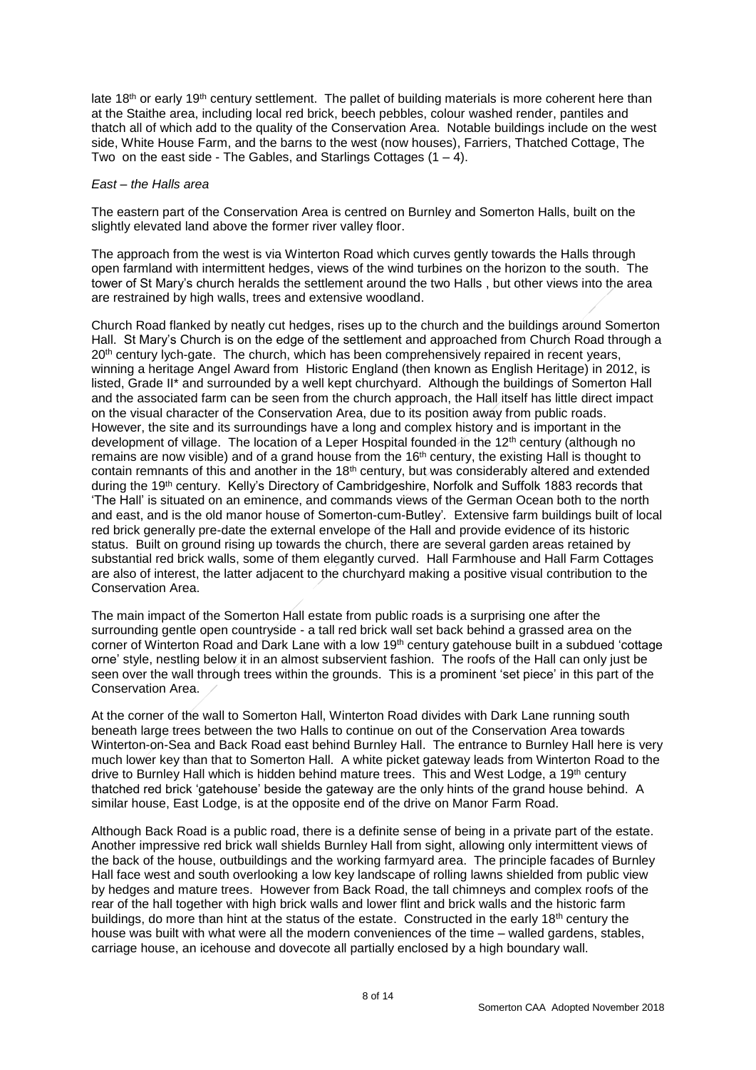late 18th or early 19th century settlement. The pallet of building materials is more coherent here than at the Staithe area, including local red brick, beech pebbles, colour washed render, pantiles and thatch all of which add to the quality of the Conservation Area. Notable buildings include on the west side, White House Farm, and the barns to the west (now houses), Farriers, Thatched Cottage, The Two on the east side - The Gables, and Starlings Cottages (1 – 4).

*East – the Halls area*

The eastern part of the Conservation Area is centred on Burnley and Somerton Halls, built on the slightly elevated land above the former river valley floor.

The approach from the west is via Winterton Road which curves gently towards the Halls through open farmland with intermittent hedges, views of the wind turbines on the horizon to the south. The tower of St Mary's church heralds the settlement around the two Halls , but other views into the area are restrained by high walls, trees and extensive woodland.

Church Road flanked by neatly cut hedges, rises up to the church and the buildings around Somerton Hall. St Mary's Church is on the edge of the settlement and approached from Church Road through a 20th century lych-gate. The church, which has been comprehensively repaired in recent years, winning a heritage Angel Award from Historic England (then known as English Heritage) in 2012, is listed, Grade II* and surrounded by a well kept churchyard. Although the buildings of Somerton Hall and the associated farm can be seen from the church approach, the Hall itself has little direct impact on the visual character of the Conservation Area, due to its position away from public roads. However, the site and its surroundings have a long and complex history and is important in the development of village. The location of a Leper Hospital founded in the 12th century (although no remains are now visible) and of a grand house from the 16th century, the existing Hall is thought to contain remnants of this and another in the 18th century, but was considerably altered and extended during the 19th century. Kelly's Directory of Cambridgeshire, Norfolk and Suffolk 1883 records that 'The Hall' is situated on an eminence, and commands views of the German Ocean both to the north and east, and is the old manor house of Somerton-cum-Butley'. Extensive farm buildings built of local red brick generally pre-date the external envelope of the Hall and provide evidence of its historic status. Built on ground rising up towards the church, there are several garden areas retained by substantial red brick walls, some of them elegantly curved. Hall Farmhouse and Hall Farm Cottages are also of interest, the latter adjacent to the churchyard making a positive visual contribution to the Conservation Area.

The main impact of the Somerton Hall estate from public roads is a surprising one after the surrounding gentle open countryside - a tall red brick wall set back behind a grassed area on the corner of Winterton Road and Dark Lane with a low 19th century gatehouse built in a subdued 'cottage orne' style, nestling below it in an almost subservient fashion. The roofs of the Hall can only just be seen over the wall through trees within the grounds. This is a prominent 'set piece' in this part of the Conservation Area.

At the corner of the wall to Somerton Hall, Winterton Road divides with Dark Lane running south beneath large trees between the two Halls to continue on out of the Conservation Area towards Winterton-on-Sea and Back Road east behind Burnley Hall. The entrance to Burnley Hall here is very much lower key than that to Somerton Hall. A white picket gateway leads from Winterton Road to the drive to Burnley Hall which is hidden behind mature trees. This and West Lodge, a 19th century thatched red brick 'gatehouse' beside the gateway are the only hints of the grand house behind. A similar house, East Lodge, is at the opposite end of the drive on Manor Farm Road.

Although Back Road is a public road, there is a definite sense of being in a private part of the estate. Another impressive red brick wall shields Burnley Hall from sight, allowing only intermittent views of the back of the house, outbuildings and the working farmyard area. The principle facades of Burnley Hall face west and south overlooking a low key landscape of rolling lawns shielded from public view by hedges and mature trees. However from Back Road, the tall chimneys and complex roofs of the rear of the hall together with high brick walls and lower flint and brick walls and the historic farm buildings, do more than hint at the status of the estate. Constructed in the early 18th century the house was built with what were all the modern conveniences of the time – walled gardens, stables, carriage house, an icehouse and dovecote all partially enclosed by a high boundary wall.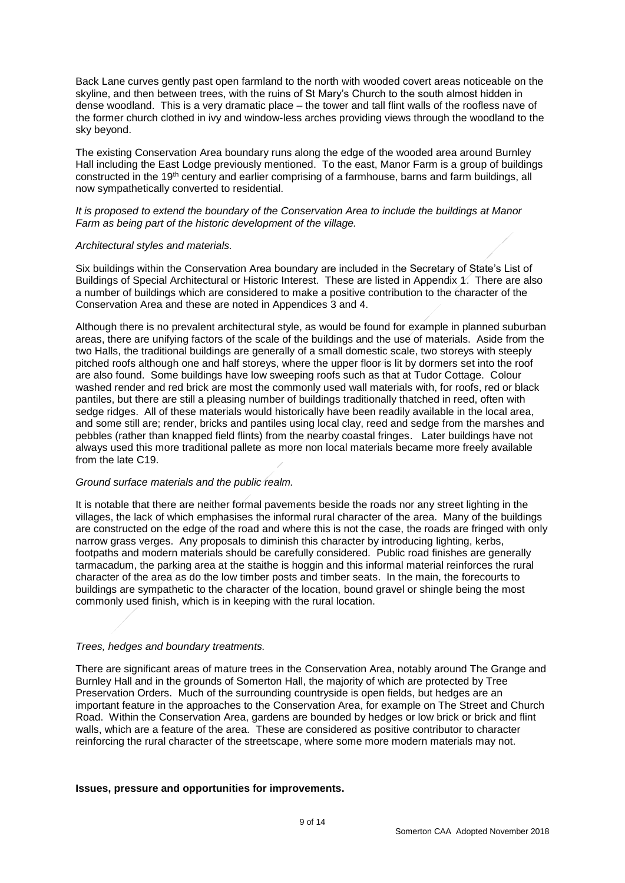Back Lane curves gently past open farmland to the north with wooded covert areas noticeable on the skyline, and then between trees, with the ruins of St Mary's Church to the south almost hidden in dense woodland. This is a very dramatic place – the tower and tall flint walls of the roofless nave of the former church clothed in ivy and window-less arches providing views through the woodland to the sky beyond.

The existing Conservation Area boundary runs along the edge of the wooded area around Burnley Hall including the East Lodge previously mentioned. To the east, Manor Farm is a group of buildings constructed in the 19th century and earlier comprising of a farmhouse, barns and farm buildings, all now sympathetically converted to residential.

*It is proposed to extend the boundary of the Conservation Area to include the buildings at Manor Farm as being part of the historic development of the village.*

*Architectural styles and materials.*

Six buildings within the Conservation Area boundary are included in the Secretary of State's List of Buildings of Special Architectural or Historic Interest. These are listed in Appendix 1. There are also a number of buildings which are considered to make a positive contribution to the character of the Conservation Area and these are noted in Appendices 3 and 4.

Although there is no prevalent architectural style, as would be found for example in planned suburban areas, there are unifying factors of the scale of the buildings and the use of materials. Aside from the two Halls, the traditional buildings are generally of a small domestic scale, two storeys with steeply pitched roofs although one and half storeys, where the upper floor is lit by dormers set into the roof are also found. Some buildings have low sweeping roofs such as that at Tudor Cottage. Colour washed render and red brick are most the commonly used wall materials with, for roofs, red or black pantiles, but there are still a pleasing number of buildings traditionally thatched in reed, often with sedge ridges. All of these materials would historically have been readily available in the local area, and some still are; render, bricks and pantiles using local clay, reed and sedge from the marshes and pebbles (rather than knapped field flints) from the nearby coastal fringes. Later buildings have not always used this more traditional pallete as more non local materials became more freely available from the late C19.

*Ground surface materials and the public realm.*

It is notable that there are neither formal pavements beside the roads nor any street lighting in the villages, the lack of which emphasises the informal rural character of the area. Many of the buildings are constructed on the edge of the road and where this is not the case, the roads are fringed with only narrow grass verges. Any proposals to diminish this character by introducing lighting, kerbs, footpaths and modern materials should be carefully considered. Public road finishes are generally tarmacadum, the parking area at the staithe is hoggin and this informal material reinforces the rural character of the area as do the low timber posts and timber seats. In the main, the forecourts to buildings are sympathetic to the character of the location, bound gravel or shingle being the most commonly used finish, which is in keeping with the rural location.

*Trees, hedges and boundary treatments.*

There are significant areas of mature trees in the Conservation Area, notably around The Grange and Burnley Hall and in the grounds of Somerton Hall, the majority of which are protected by Tree Preservation Orders. Much of the surrounding countryside is open fields, but hedges are an important feature in the approaches to the Conservation Area, for example on The Street and Church Road. Within the Conservation Area, gardens are bounded by hedges or low brick or brick and flint walls, which are a feature of the area. These are considered as positive contributor to character reinforcing the rural character of the streetscape, where some more modern materials may not.

**Issues, pressure and opportunities for improvements.**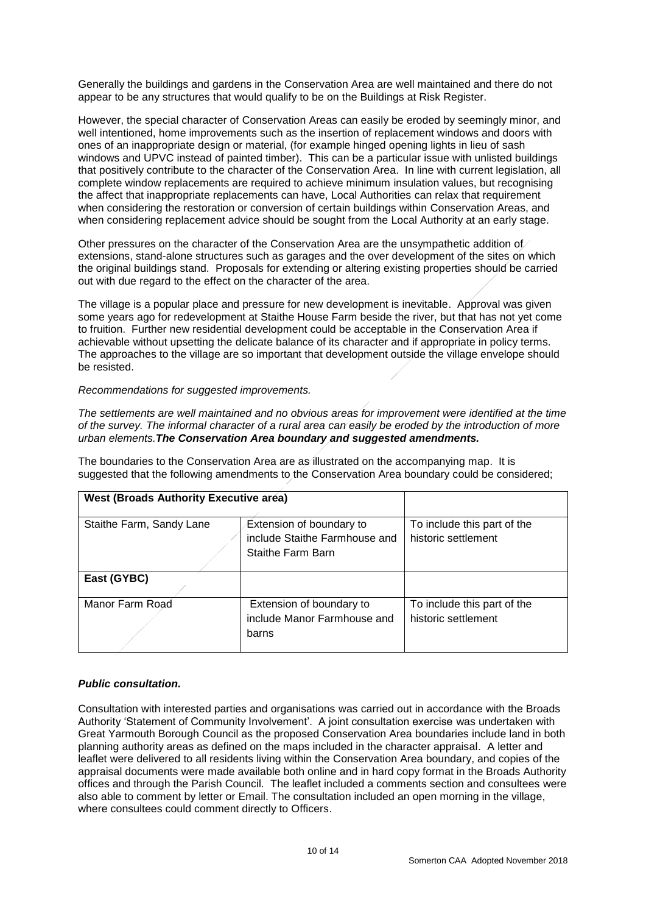Generally the buildings and gardens in the Conservation Area are well maintained and there do not appear to be any structures that would qualify to be on the Buildings at Risk Register.

However, the special character of Conservation Areas can easily be eroded by seemingly minor, and well intentioned, home improvements such as the insertion of replacement windows and doors with ones of an inappropriate design or material, (for example hinged opening lights in lieu of sash windows and UPVC instead of painted timber). This can be a particular issue with unlisted buildings that positively contribute to the character of the Conservation Area. In line with current legislation, all complete window replacements are required to achieve minimum insulation values, but recognising the affect that inappropriate replacements can have, Local Authorities can relax that requirement when considering the restoration or conversion of certain buildings within Conservation Areas, and when considering replacement advice should be sought from the Local Authority at an early stage.

Other pressures on the character of the Conservation Area are the unsympathetic addition of extensions, stand-alone structures such as garages and the over development of the sites on which the original buildings stand. Proposals for extending or altering existing properties should be carried out with due regard to the effect on the character of the area.

The village is a popular place and pressure for new development is inevitable. Approval was given some years ago for redevelopment at Staithe House Farm beside the river, but that has not yet come to fruition. Further new residential development could be acceptable in the Conservation Area if achievable without upsetting the delicate balance of its character and if appropriate in policy terms. The approaches to the village are so important that development outside the village envelope should be resisted.

*Recommendations for suggested improvements.*

*The settlements are well maintained and no obvious areas for improvement were identified at the time of the survey. The informal character of a rural area can easily be eroded by the introduction of more urban elements.* ***The Conservation Area boundary and suggested amendments.***

The boundaries to the Conservation Area are as illustrated on the accompanying map. It is suggested that the following amendments to the Conservation Area boundary could be considered;

| **West (Broads Authority Executive area)** | | |
|---|---|---|
| Staithe Farm, Sandy Lane | Extension of boundary to include Staithe Farmhouse and Staithe Farm Barn | To include this part of the historic settlement |
| **East (GYBC)** | | |
| Manor Farm Road | Extension of boundary to include Manor Farmhouse and barns | To include this part of the historic settlement |

***Public consultation.***

Consultation with interested parties and organisations was carried out in accordance with the Broads Authority 'Statement of Community Involvement'. A joint consultation exercise was undertaken with Great Yarmouth Borough Council as the proposed Conservation Area boundaries include land in both planning authority areas as defined on the maps included in the character appraisal. A letter and leaflet were delivered to all residents living within the Conservation Area boundary, and copies of the appraisal documents were made available both online and in hard copy format in the Broads Authority offices and through the Parish Council. The leaflet included a comments section and consultees were also able to comment by letter or Email. The consultation included an open morning in the village, where consultees could comment directly to Officers.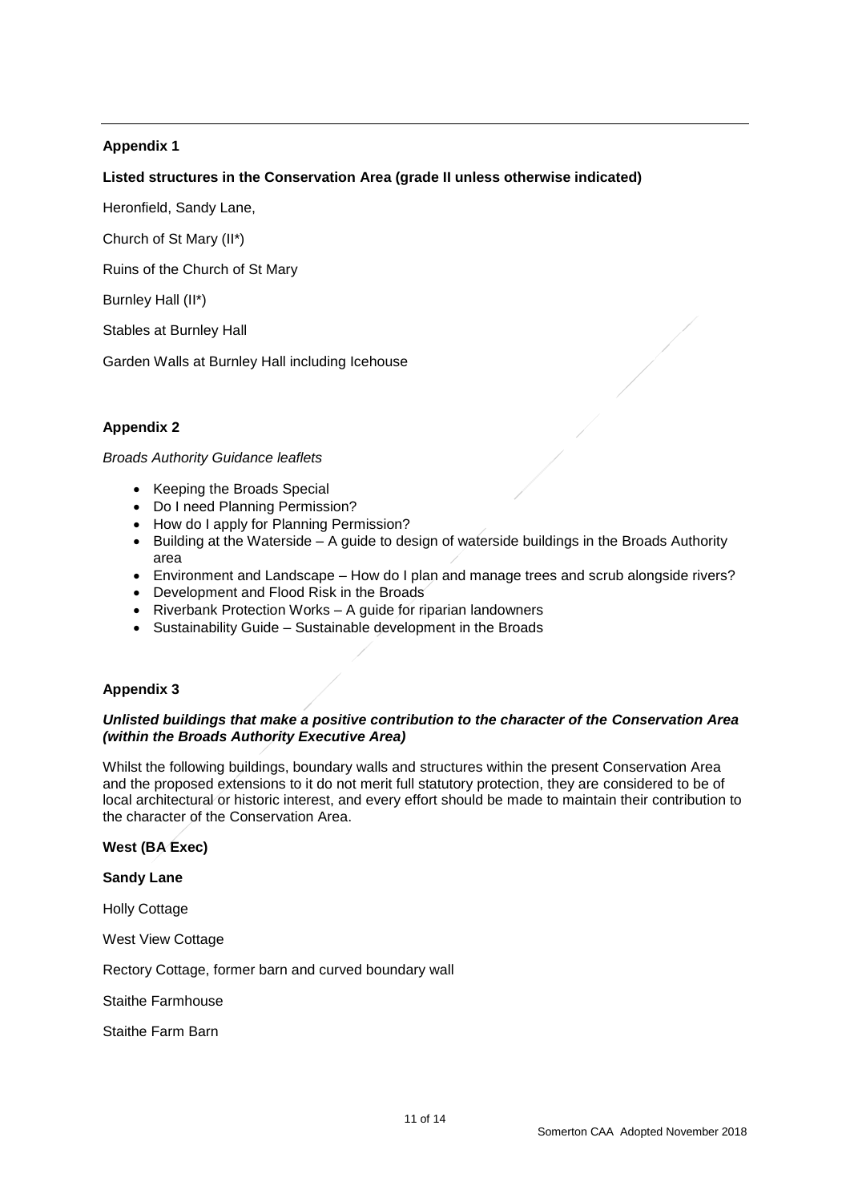## Appendix 1

**Listed structures in the Conservation Area (grade II unless otherwise indicated)**

Heronfield, Sandy Lane,

Church of St Mary (II*)

Ruins of the Church of St Mary

Burnley Hall (II*)

Stables at Burnley Hall

Garden Walls at Burnley Hall including Icehouse

## Appendix 2

*Broads Authority Guidance leaflets*

- Keeping the Broads Special
- Do I need Planning Permission?
- How do I apply for Planning Permission?
- Building at the Waterside – A guide to design of waterside buildings in the Broads Authority area
- Environment and Landscape – How do I plan and manage trees and scrub alongside rivers?
- Development and Flood Risk in the Broads
- Riverbank Protection Works – A guide for riparian landowners
- Sustainability Guide – Sustainable development in the Broads

## Appendix 3

***Unlisted buildings that make a positive contribution to the character of the Conservation Area (within the Broads Authority Executive Area)***

Whilst the following buildings, boundary walls and structures within the present Conservation Area and the proposed extensions to it do not merit full statutory protection, they are considered to be of local architectural or historic interest, and every effort should be made to maintain their contribution to the character of the Conservation Area.

**West (BA Exec)**

**Sandy Lane**

Holly Cottage

West View Cottage

Rectory Cottage, former barn and curved boundary wall

Staithe Farmhouse

Staithe Farm Barn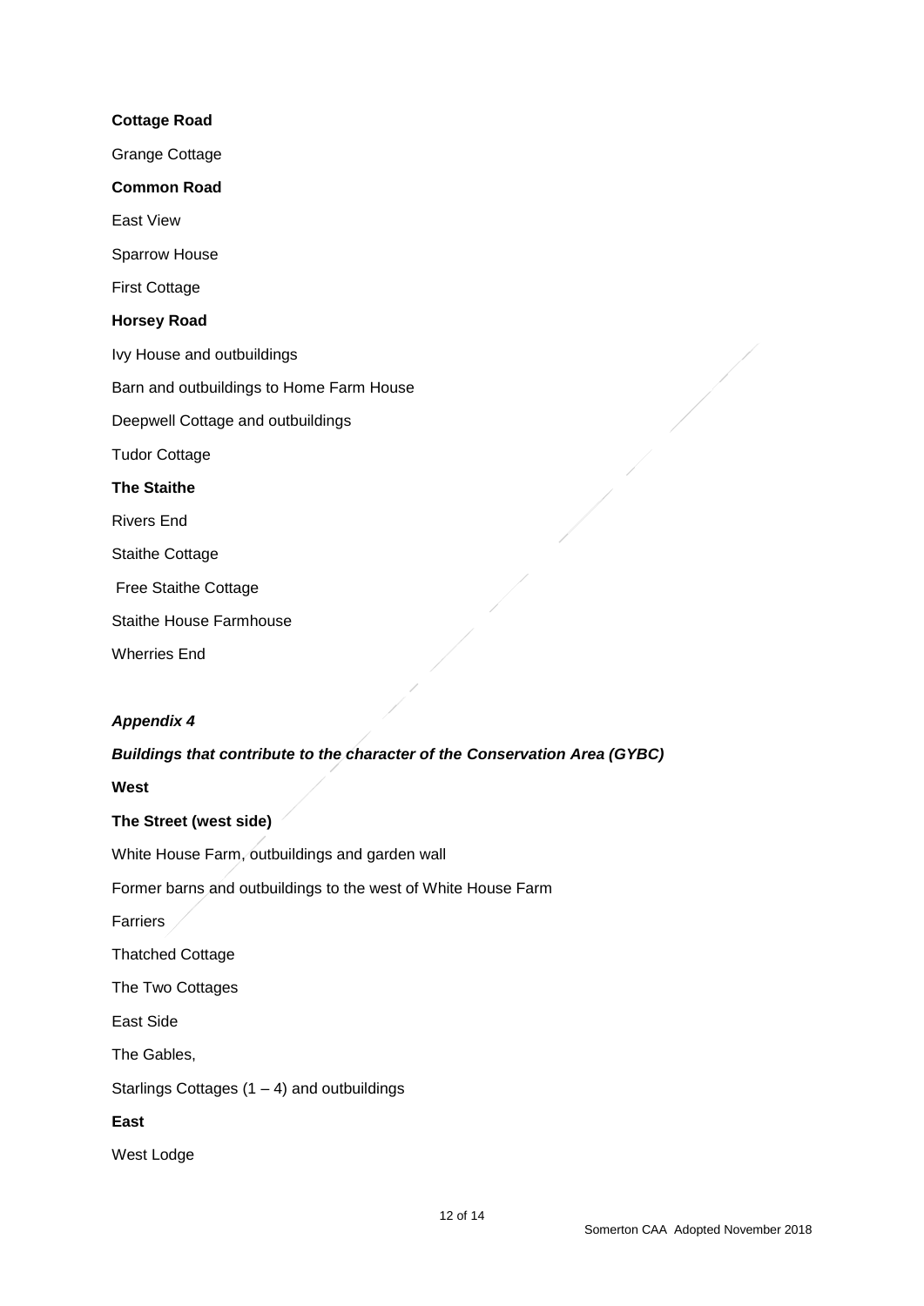**Cottage Road**

Grange Cottage

**Common Road**

East View

Sparrow House

First Cottage

**Horsey Road**

Ivy House and outbuildings

Barn and outbuildings to Home Farm House

Deepwell Cottage and outbuildings

Tudor Cottage

**The Staithe**

Rivers End

Staithe Cottage

Free Staithe Cottage

Staithe House Farmhouse

Wherries End

## *Appendix 4*

### *Buildings that contribute to the character of the Conservation Area (GYBC)*

**West**

**The Street (west side)**

White House Farm, outbuildings and garden wall

Former barns and outbuildings to the west of White House Farm

Farriers

Thatched Cottage

The Two Cottages

East Side

The Gables,

Starlings Cottages (1 – 4) and outbuildings

**East**

West Lodge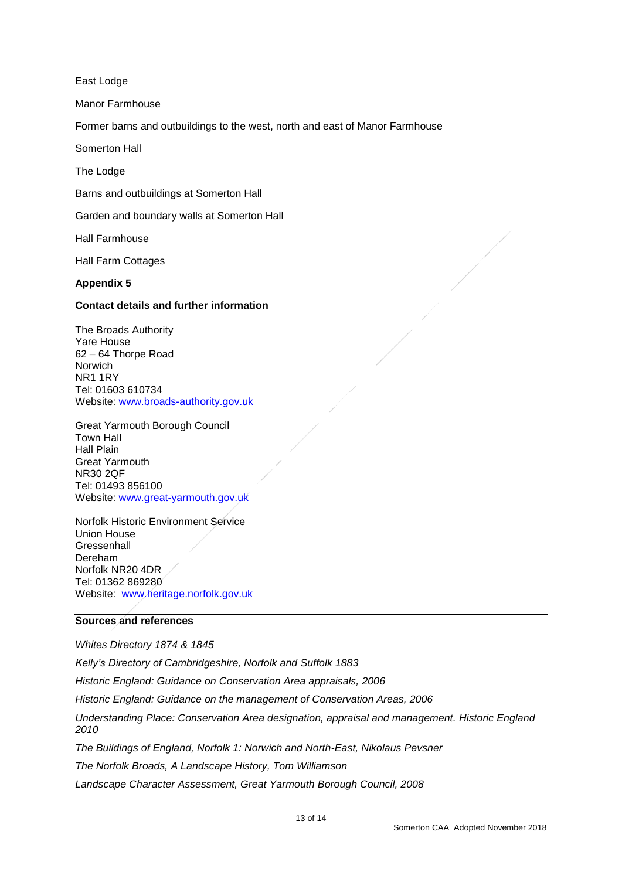East Lodge

Manor Farmhouse

Former barns and outbuildings to the west, north and east of Manor Farmhouse

Somerton Hall

The Lodge

Barns and outbuildings at Somerton Hall

Garden and boundary walls at Somerton Hall

Hall Farmhouse

Hall Farm Cottages

## Appendix 5

### Contact details and further information

The Broads Authority
Yare House
62 – 64 Thorpe Road
Norwich
NR1 1RY
Tel: 01603 610734
Website: [www.broads-authority.gov.uk](http://www.broads-authority.gov.uk)

Great Yarmouth Borough Council
Town Hall
Hall Plain
Great Yarmouth
NR30 2QF
Tel: 01493 856100
Website: [www.great-yarmouth.gov.uk](http://www.great-yarmouth.gov.uk)

Norfolk Historic Environment Service
Union House
Gressenhall
Dereham
Norfolk NR20 4DR
Tel: 01362 869280
Website: [www.heritage.norfolk.gov.uk](http://www.heritage.norfolk.gov.uk)

---

### Sources and references

*Whites Directory 1874 & 1845*

*Kelly's Directory of Cambridgeshire, Norfolk and Suffolk 1883*

*Historic England: Guidance on Conservation Area appraisals, 2006*

*Historic England: Guidance on the management of Conservation Areas, 2006*

*Understanding Place: Conservation Area designation, appraisal and management. Historic England 2010*

*The Buildings of England, Norfolk 1: Norwich and North-East, Nikolaus Pevsner*

*The Norfolk Broads, A Landscape History, Tom Williamson*

*Landscape Character Assessment, Great Yarmouth Borough Council, 2008*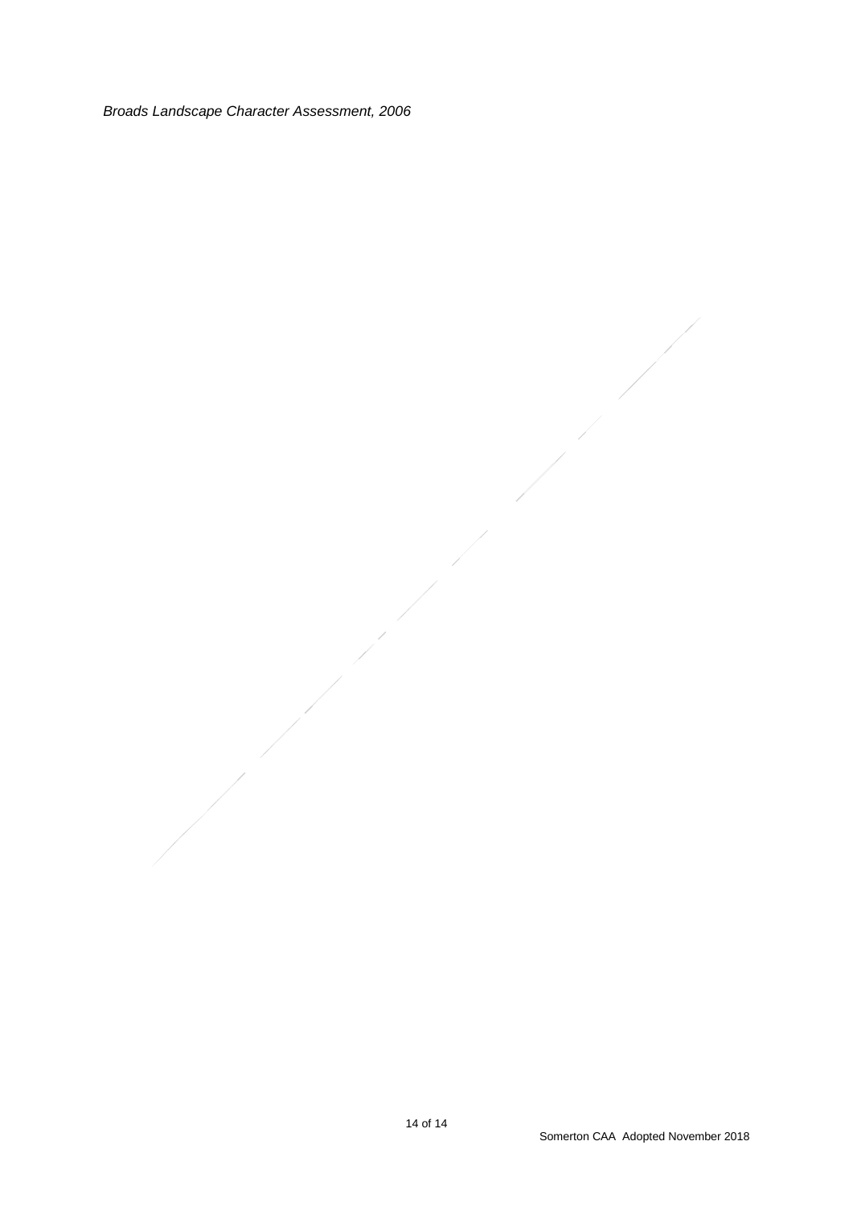*Broads Landscape Character Assessment, 2006*